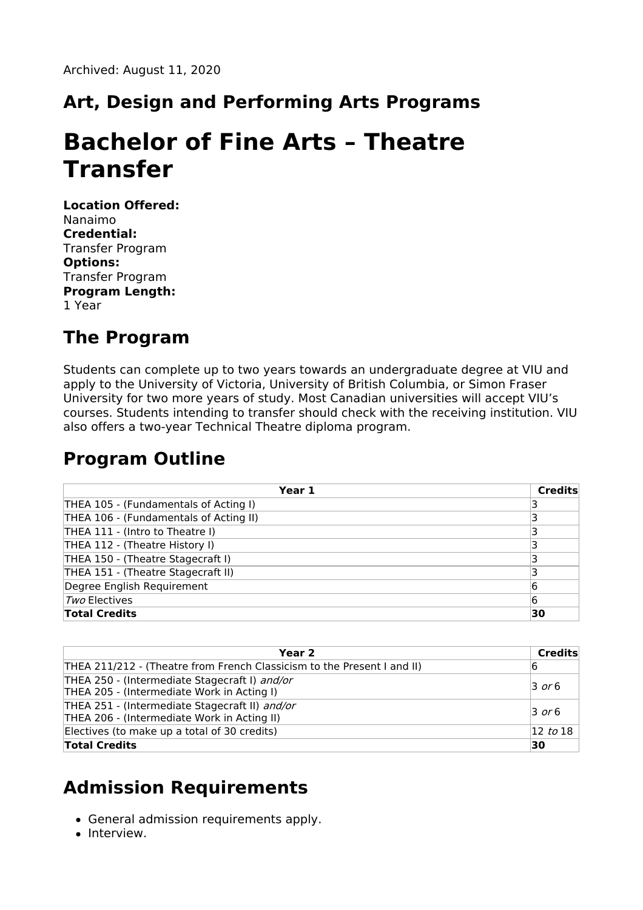Archived: August 11, 2020

## Art, Design and Performing Arts Programs

# Bachelor of Fine Arts – Theatre Transfer

**Location Offered:**
Nanaimo
**Credential:**
Transfer Program
**Options:**
Transfer Program
**Program Length:**
1 Year

## The Program

Students can complete up to two years towards an undergraduate degree at VIU and apply to the University of Victoria, University of British Columbia, or Simon Fraser University for two more years of study. Most Canadian universities will accept VIU's courses. Students intending to transfer should check with the receiving institution. VIU also offers a two-year Technical Theatre diploma program.

## Program Outline

| Year 1 | Credits |
|---|---|
| THEA 105 - (Fundamentals of Acting I) | 3 |
| THEA 106 - (Fundamentals of Acting II) | 3 |
| THEA 111 - (Intro to Theatre I) | 3 |
| THEA 112 - (Theatre History I) | 3 |
| THEA 150 - (Theatre Stagecraft I) | 3 |
| THEA 151 - (Theatre Stagecraft II) | 3 |
| Degree English Requirement | 6 |
| *Two* Electives | 6 |
| **Total Credits** | **30** |

| Year 2 | Credits |
|---|---|
| THEA 211/212 - (Theatre from French Classicism to the Present I and II) | 6 |
| THEA 250 - (Intermediate Stagecraft I) *and/or*<br>THEA 205 - (Intermediate Work in Acting I) | 3 *or* 6 |
| THEA 251 - (Intermediate Stagecraft II) *and/or*<br>THEA 206 - (Intermediate Work in Acting II) | 3 *or* 6 |
| Electives (to make up a total of 30 credits) | 12 *to* 18 |
| **Total Credits** | **30** |

## Admission Requirements

- General admission requirements apply.
- Interview.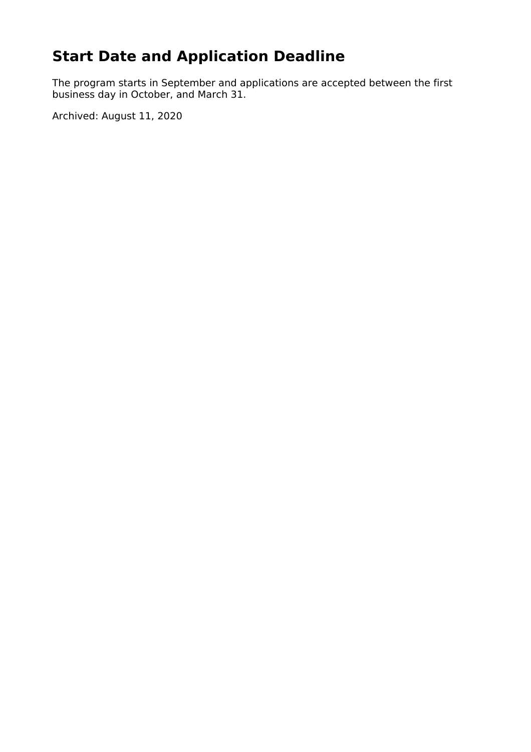## Start Date and Application Deadline

The program starts in September and applications are accepted between the first business day in October, and March 31.

Archived: August 11, 2020